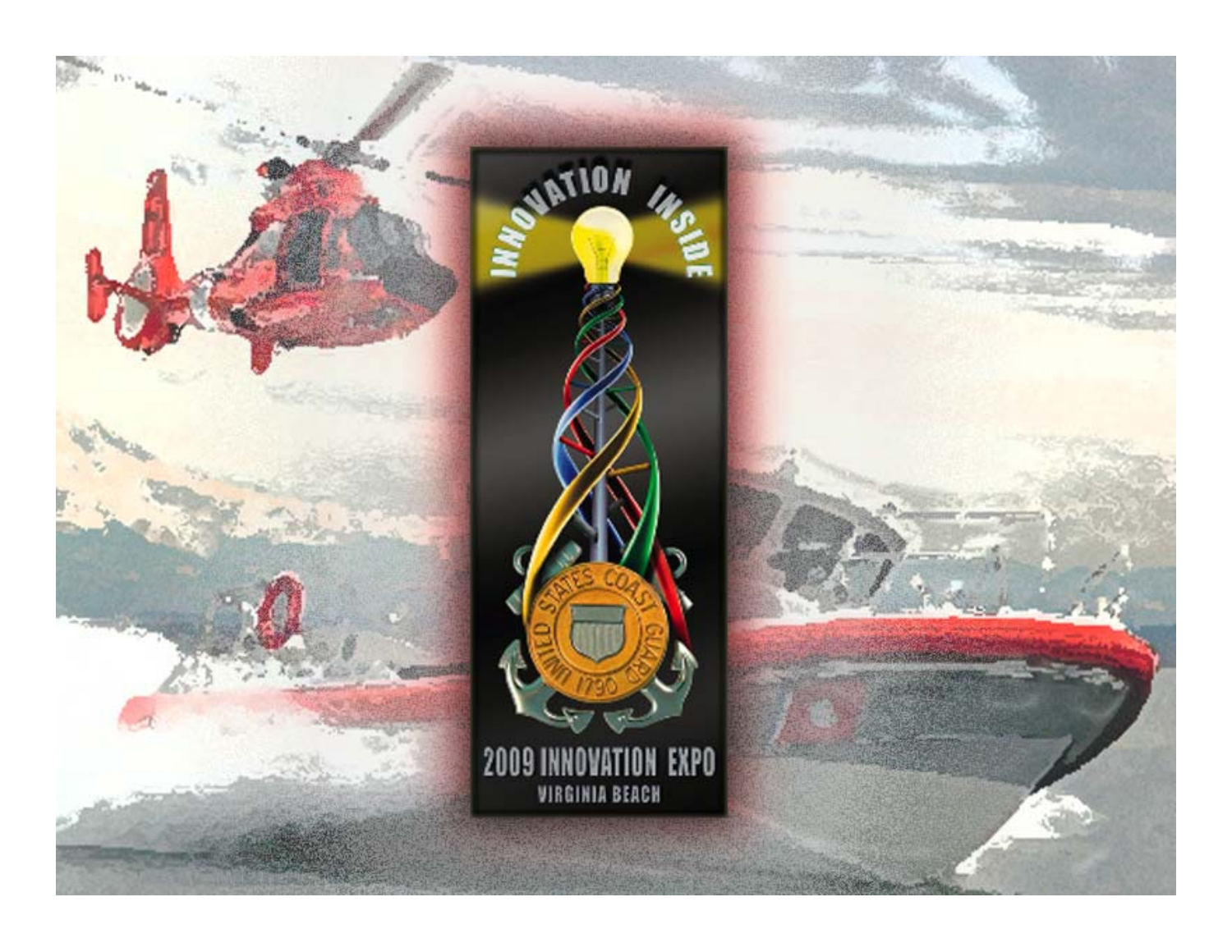INNOVATION INSIDE

UNITED STATES COAST GUARD 1790

2009 INNOVATION EXPO

VIRGINIA BEACH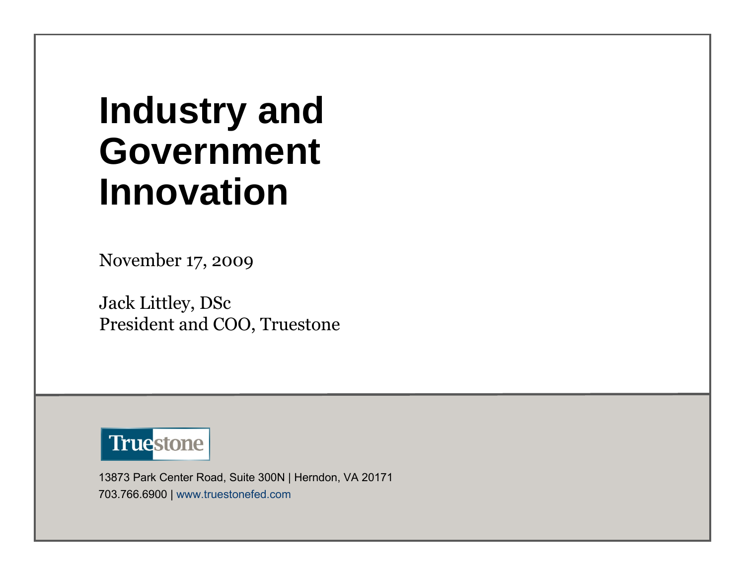# Industry and Government Innovation

November 17, 2009

Jack Littley, DSc
President and COO, Truestone

Truestone

13873 Park Center Road, Suite 300N | Herndon, VA 20171
703.766.6900 | www.truestonefed.com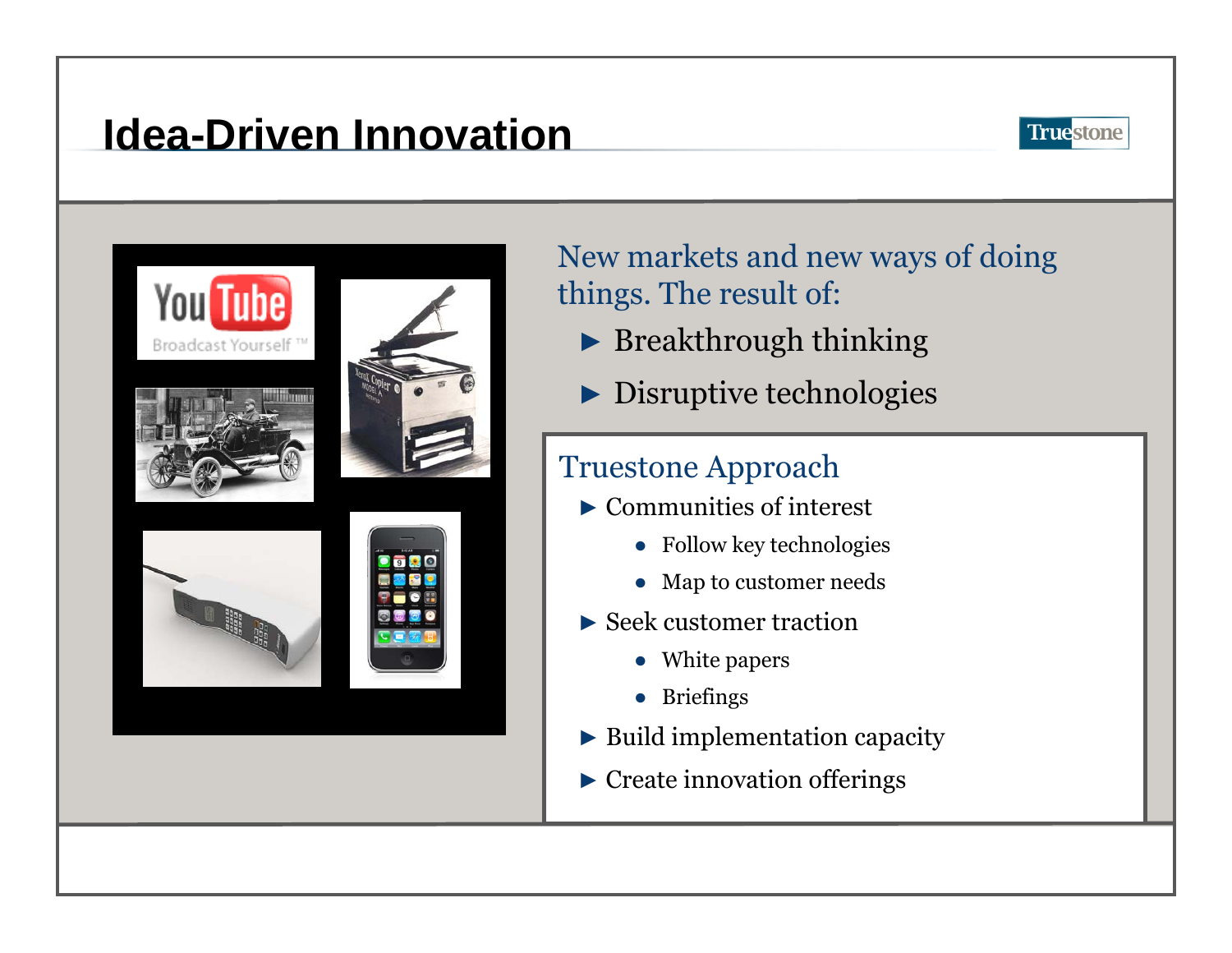# Idea-Driven Innovation

New markets and new ways of doing things. The result of:

- Breakthrough thinking
- Disruptive technologies

## Truestone Approach

- Communities of interest
  - Follow key technologies
  - Map to customer needs
- Seek customer traction
  - White papers
  - Briefings
- Build implementation capacity
- Create innovation offerings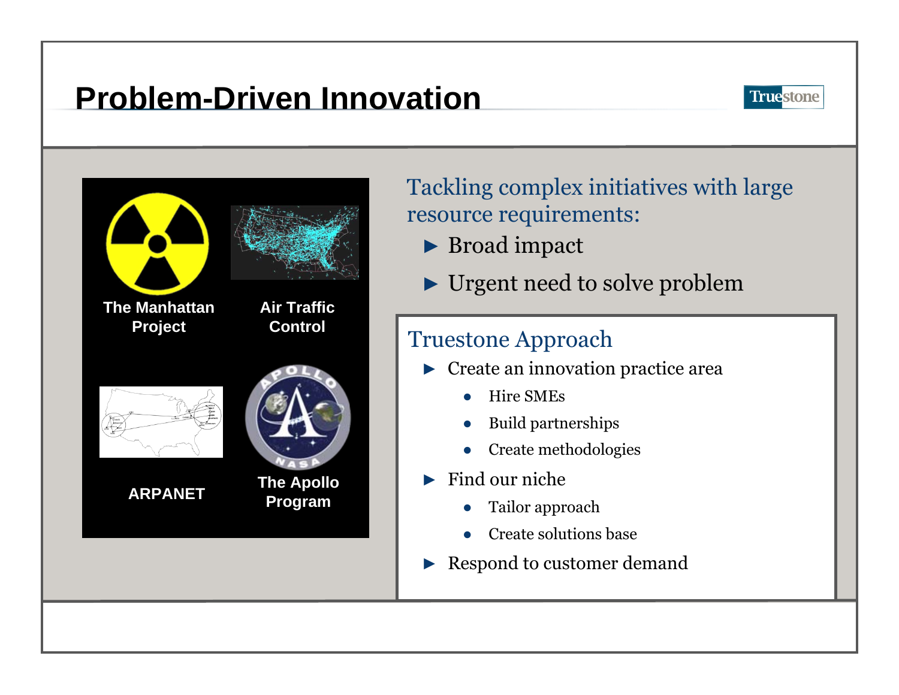# Problem-Driven Innovation

Truestone

The Manhattan Project

Air Traffic Control

ARPANET

The Apollo Program

Tackling complex initiatives with large resource requirements:

- Broad impact
- Urgent need to solve problem

## Truestone Approach

- Create an innovation practice area
  - Hire SMEs
  - Build partnerships
  - Create methodologies
- Find our niche
  - Tailor approach
  - Create solutions base
- Respond to customer demand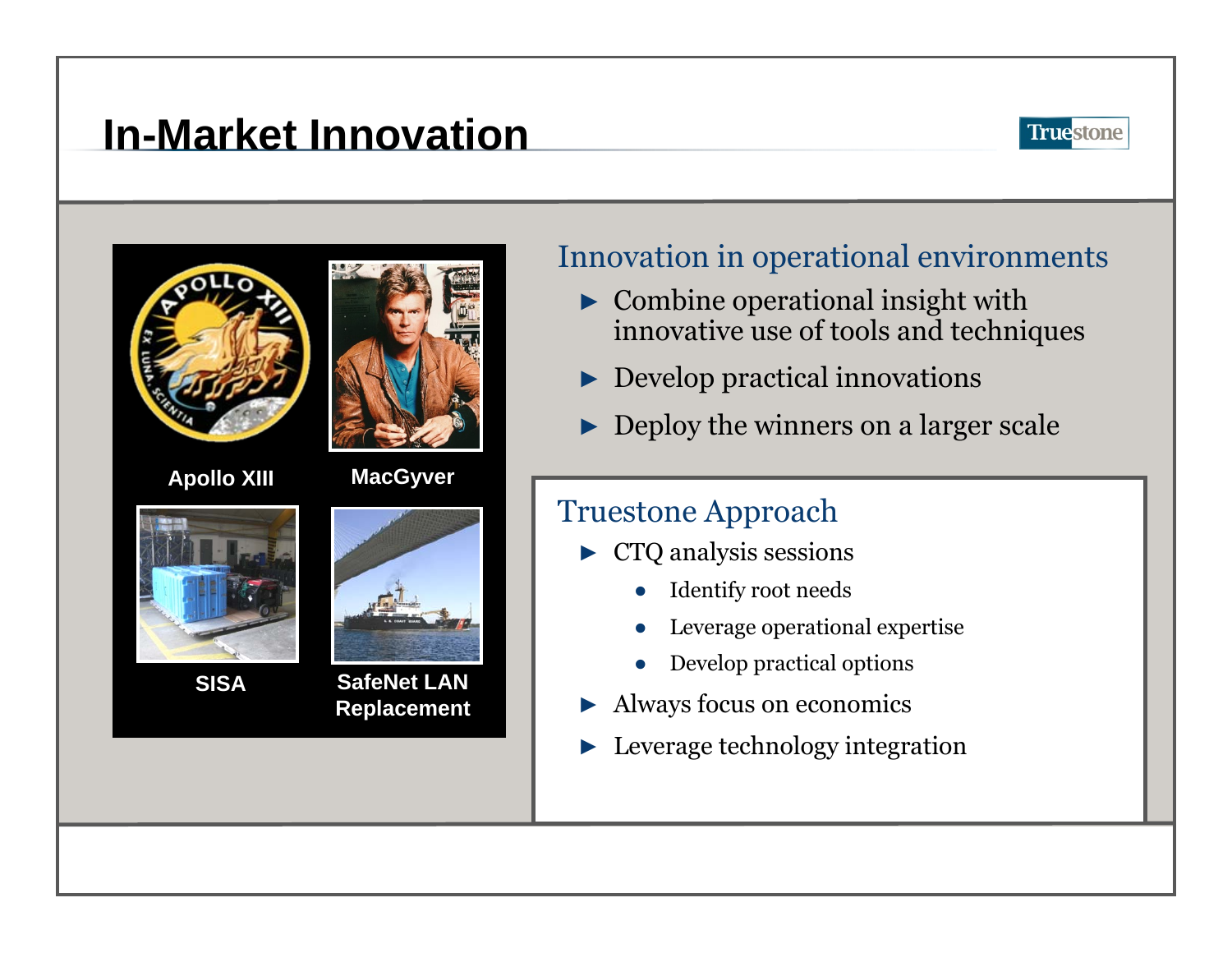# In-Market Innovation

Truestone

Apollo XIII

MacGyver

SISA

SafeNet LAN Replacement

## Innovation in operational environments

- Combine operational insight with innovative use of tools and techniques
- Develop practical innovations
- Deploy the winners on a larger scale

## Truestone Approach

- CTQ analysis sessions
  - Identify root needs
  - Leverage operational expertise
  - Develop practical options
- Always focus on economics
- Leverage technology integration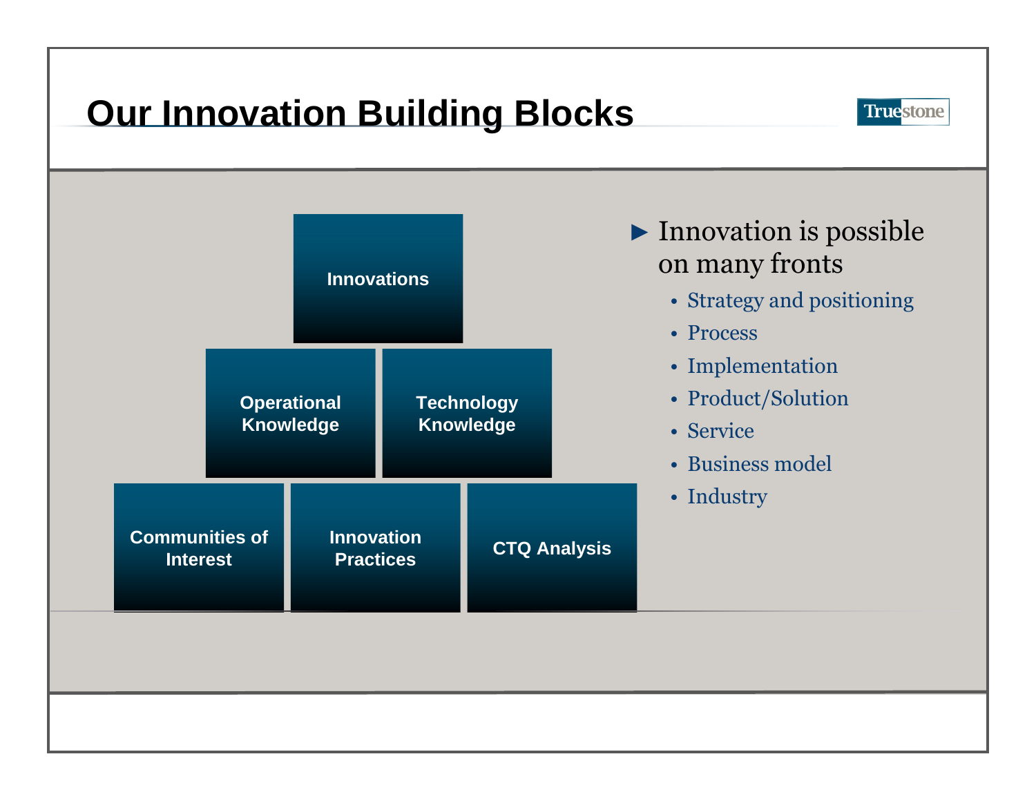# Our Innovation Building Blocks

Truestone

- Innovations
- Operational Knowledge
- Technology Knowledge
- Communities of Interest
- Innovation Practices
- CTQ Analysis

► Innovation is possible on many fronts

- Strategy and positioning
- Process
- Implementation
- Product/Solution
- Service
- Business model
- Industry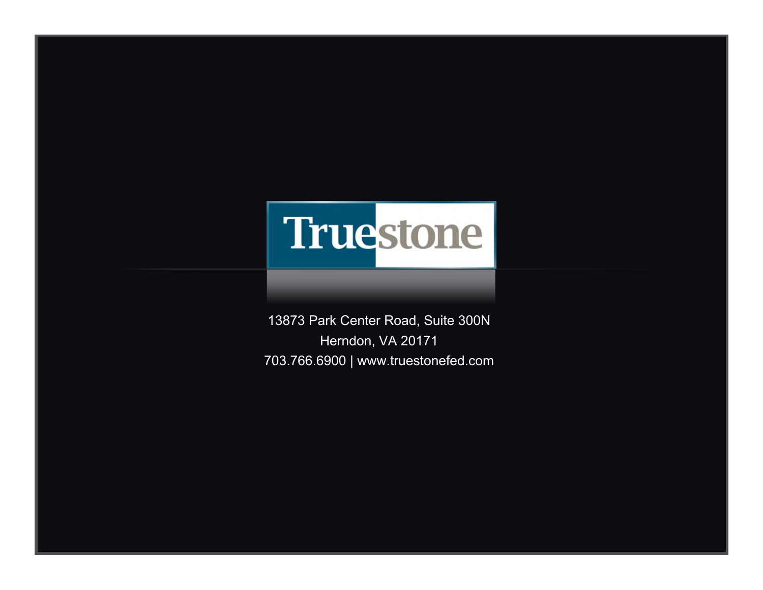Truestone

13873 Park Center Road, Suite 300N
Herndon, VA 20171
703.766.6900 | www.truestonefed.com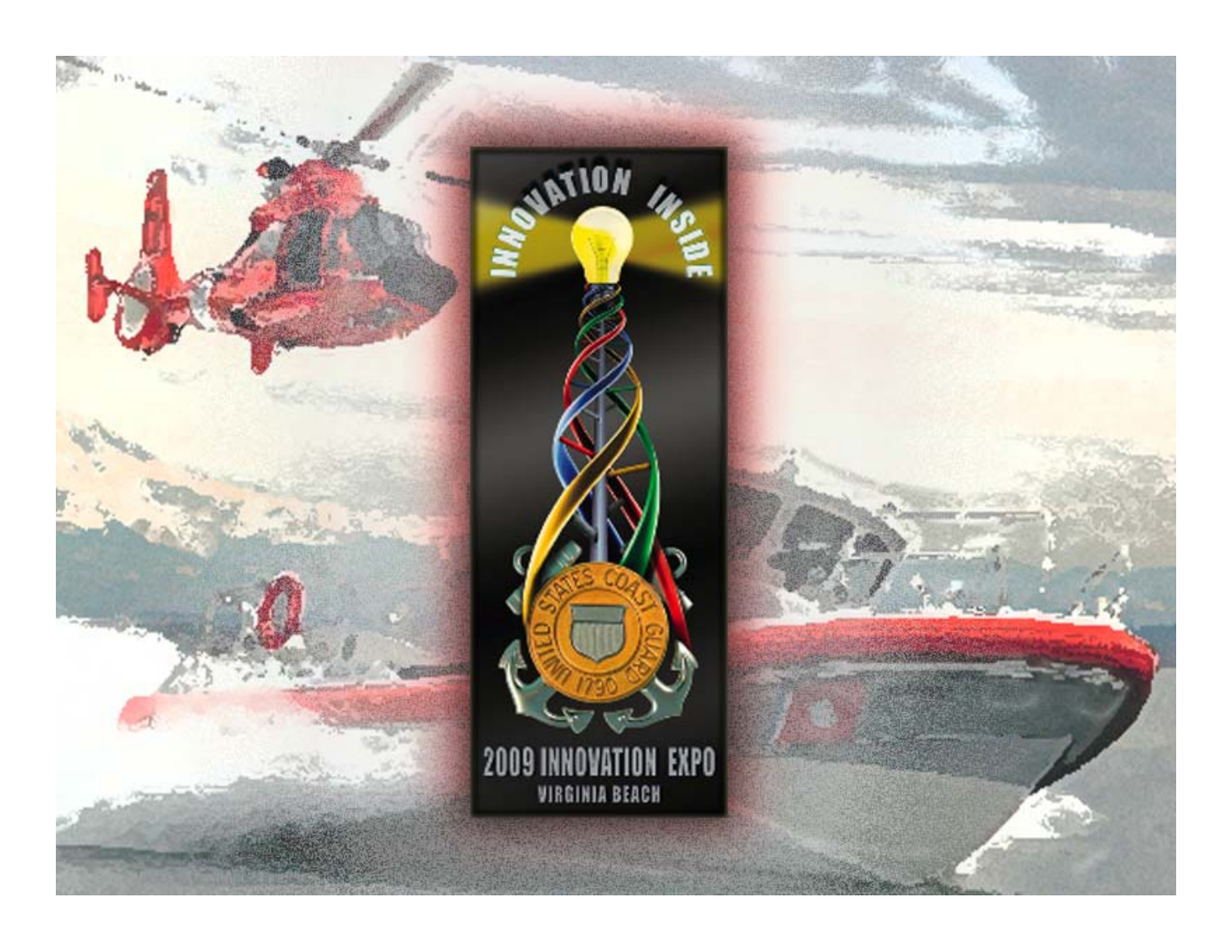INNOVATION INSIDE

UNITED STATES COAST GUARD 1790

2009 INNOVATION EXPO

VIRGINIA BEACH